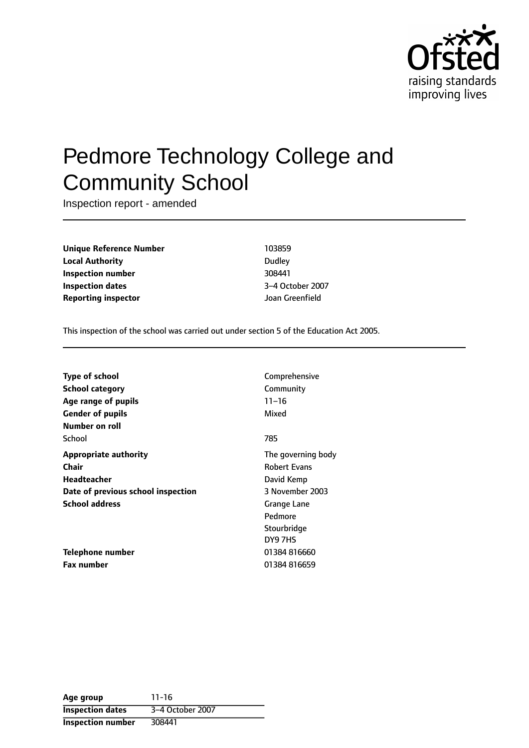# Pedmore Technology College and Community School

Inspection report - amended

| | |
|---|---|
| **Unique Reference Number** | 103859 |
| **Local Authority** | Dudley |
| **Inspection number** | 308441 |
| **Inspection dates** | 3–4 October 2007 |
| **Reporting inspector** | Joan Greenfield |

This inspection of the school was carried out under section 5 of the Education Act 2005.

| | |
|---|---|
| **Type of school** | Comprehensive |
| **School category** | Community |
| **Age range of pupils** | 11–16 |
| **Gender of pupils** | Mixed |
| **Number on roll** | |
| School | 785 |
| **Appropriate authority** | The governing body |
| **Chair** | Robert Evans |
| **Headteacher** | David Kemp |
| **Date of previous school inspection** | 3 November 2003 |
| **School address** | Grange Lane<br>Pedmore<br>Stourbridge<br>DY9 7HS |
| **Telephone number** | 01384 816660 |
| **Fax number** | 01384 816659 |

| | |
|---|---|
| **Age group** | 11-16 |
| **Inspection dates** | 3–4 October 2007 |
| **Inspection number** | 308441 |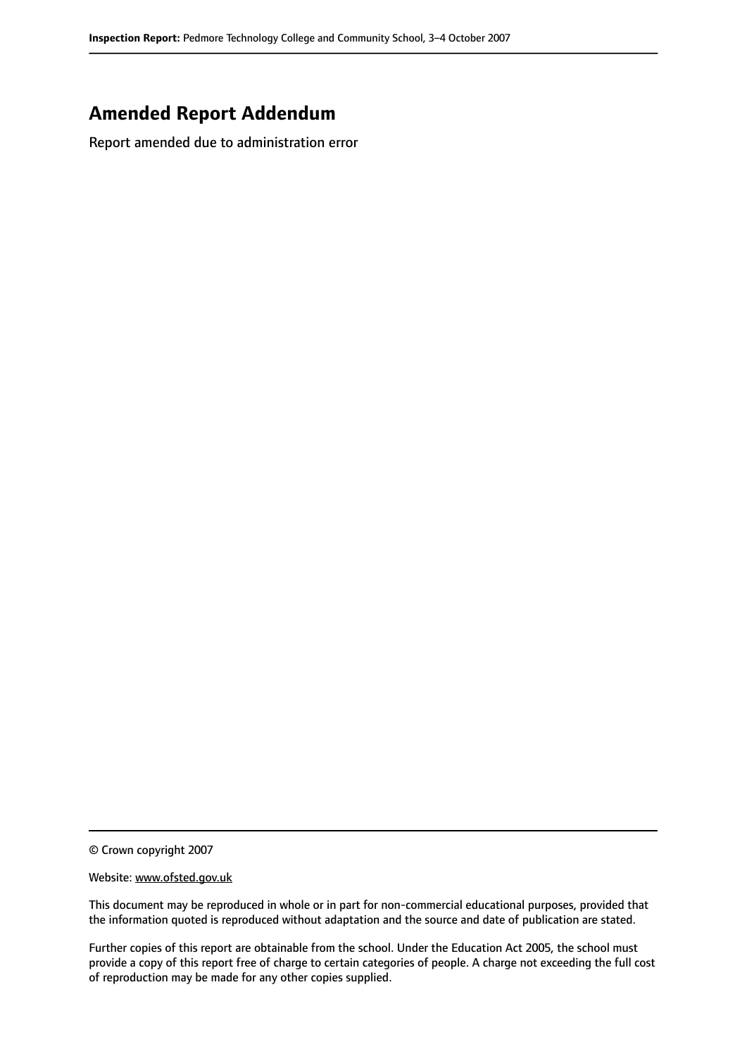## Amended Report Addendum

Report amended due to administration error

© Crown copyright 2007

Website: www.ofsted.gov.uk

This document may be reproduced in whole or in part for non-commercial educational purposes, provided that the information quoted is reproduced without adaptation and the source and date of publication are stated.

Further copies of this report are obtainable from the school. Under the Education Act 2005, the school must provide a copy of this report free of charge to certain categories of people. A charge not exceeding the full cost of reproduction may be made for any other copies supplied.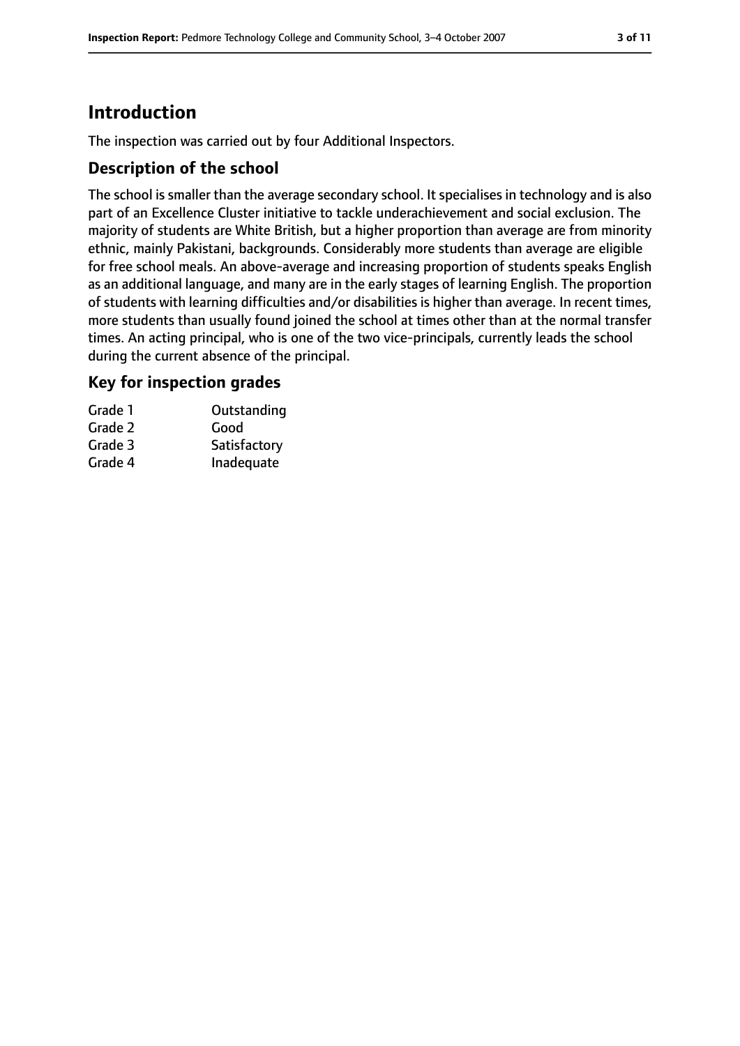# Introduction

The inspection was carried out by four Additional Inspectors.

## Description of the school

The school is smaller than the average secondary school. It specialises in technology and is also part of an Excellence Cluster initiative to tackle underachievement and social exclusion. The majority of students are White British, but a higher proportion than average are from minority ethnic, mainly Pakistani, backgrounds. Considerably more students than average are eligible for free school meals. An above-average and increasing proportion of students speaks English as an additional language, and many are in the early stages of learning English. The proportion of students with learning difficulties and/or disabilities is higher than average. In recent times, more students than usually found joined the school at times other than at the normal transfer times. An acting principal, who is one of the two vice-principals, currently leads the school during the current absence of the principal.

## Key for inspection grades

| | |
|---|---|
| Grade 1 | Outstanding |
| Grade 2 | Good |
| Grade 3 | Satisfactory |
| Grade 4 | Inadequate |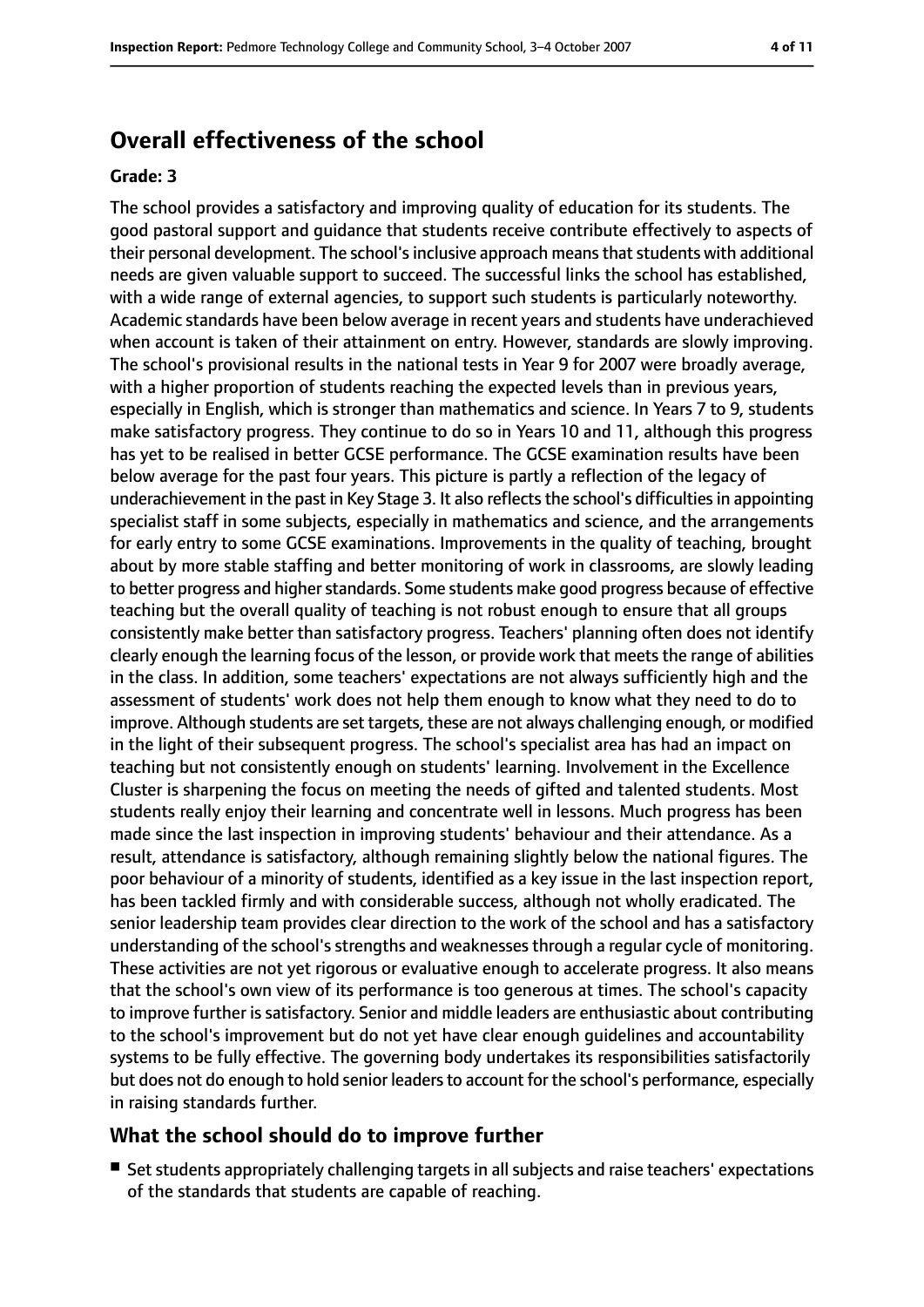## Overall effectiveness of the school

### Grade: 3

The school provides a satisfactory and improving quality of education for its students. The good pastoral support and guidance that students receive contribute effectively to aspects of their personal development. The school's inclusive approach means that students with additional needs are given valuable support to succeed. The successful links the school has established, with a wide range of external agencies, to support such students is particularly noteworthy. Academic standards have been below average in recent years and students have underachieved when account is taken of their attainment on entry. However, standards are slowly improving. The school's provisional results in the national tests in Year 9 for 2007 were broadly average, with a higher proportion of students reaching the expected levels than in previous years, especially in English, which is stronger than mathematics and science. In Years 7 to 9, students make satisfactory progress. They continue to do so in Years 10 and 11, although this progress has yet to be realised in better GCSE performance. The GCSE examination results have been below average for the past four years. This picture is partly a reflection of the legacy of underachievement in the past in Key Stage 3. It also reflects the school's difficulties in appointing specialist staff in some subjects, especially in mathematics and science, and the arrangements for early entry to some GCSE examinations. Improvements in the quality of teaching, brought about by more stable staffing and better monitoring of work in classrooms, are slowly leading to better progress and higher standards. Some students make good progress because of effective teaching but the overall quality of teaching is not robust enough to ensure that all groups consistently make better than satisfactory progress. Teachers' planning often does not identify clearly enough the learning focus of the lesson, or provide work that meets the range of abilities in the class. In addition, some teachers' expectations are not always sufficiently high and the assessment of students' work does not help them enough to know what they need to do to improve. Although students are set targets, these are not always challenging enough, or modified in the light of their subsequent progress. The school's specialist area has had an impact on teaching but not consistently enough on students' learning. Involvement in the Excellence Cluster is sharpening the focus on meeting the needs of gifted and talented students. Most students really enjoy their learning and concentrate well in lessons. Much progress has been made since the last inspection in improving students' behaviour and their attendance. As a result, attendance is satisfactory, although remaining slightly below the national figures. The poor behaviour of a minority of students, identified as a key issue in the last inspection report, has been tackled firmly and with considerable success, although not wholly eradicated. The senior leadership team provides clear direction to the work of the school and has a satisfactory understanding of the school's strengths and weaknesses through a regular cycle of monitoring. These activities are not yet rigorous or evaluative enough to accelerate progress. It also means that the school's own view of its performance is too generous at times. The school's capacity to improve further is satisfactory. Senior and middle leaders are enthusiastic about contributing to the school's improvement but do not yet have clear enough guidelines and accountability systems to be fully effective. The governing body undertakes its responsibilities satisfactorily but does not do enough to hold senior leaders to account for the school's performance, especially in raising standards further.

## What the school should do to improve further

- Set students appropriately challenging targets in all subjects and raise teachers' expectations of the standards that students are capable of reaching.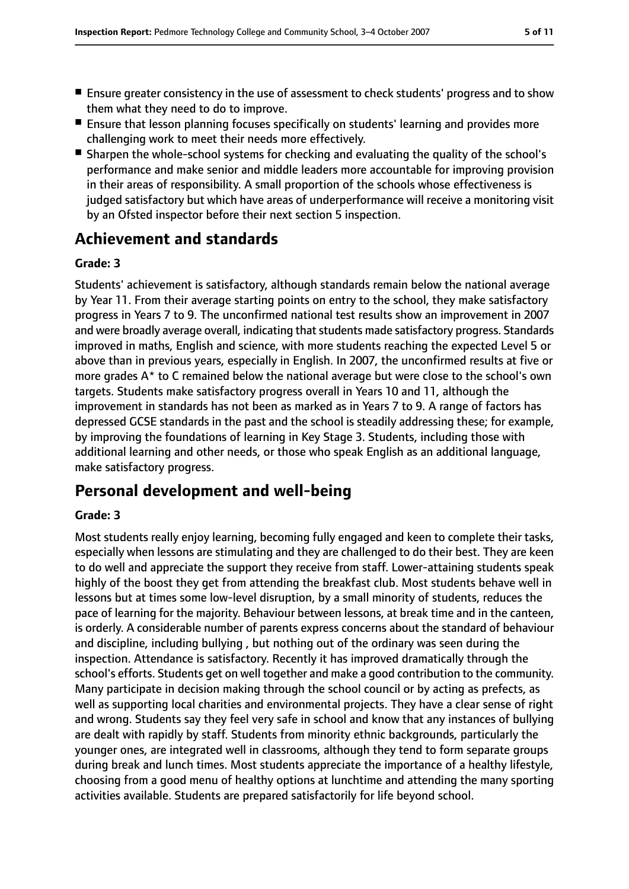- Ensure greater consistency in the use of assessment to check students' progress and to show them what they need to do to improve.
- Ensure that lesson planning focuses specifically on students' learning and provides more challenging work to meet their needs more effectively.
- Sharpen the whole-school systems for checking and evaluating the quality of the school's performance and make senior and middle leaders more accountable for improving provision in their areas of responsibility. A small proportion of the schools whose effectiveness is judged satisfactory but which have areas of underperformance will receive a monitoring visit by an Ofsted inspector before their next section 5 inspection.

## Achievement and standards

**Grade: 3**

Students' achievement is satisfactory, although standards remain below the national average by Year 11. From their average starting points on entry to the school, they make satisfactory progress in Years 7 to 9. The unconfirmed national test results show an improvement in 2007 and were broadly average overall, indicating that students made satisfactory progress. Standards improved in maths, English and science, with more students reaching the expected Level 5 or above than in previous years, especially in English. In 2007, the unconfirmed results at five or more grades A* to C remained below the national average but were close to the school's own targets. Students make satisfactory progress overall in Years 10 and 11, although the improvement in standards has not been as marked as in Years 7 to 9. A range of factors has depressed GCSE standards in the past and the school is steadily addressing these; for example, by improving the foundations of learning in Key Stage 3. Students, including those with additional learning and other needs, or those who speak English as an additional language, make satisfactory progress.

## Personal development and well-being

**Grade: 3**

Most students really enjoy learning, becoming fully engaged and keen to complete their tasks, especially when lessons are stimulating and they are challenged to do their best. They are keen to do well and appreciate the support they receive from staff. Lower-attaining students speak highly of the boost they get from attending the breakfast club. Most students behave well in lessons but at times some low-level disruption, by a small minority of students, reduces the pace of learning for the majority. Behaviour between lessons, at break time and in the canteen, is orderly. A considerable number of parents express concerns about the standard of behaviour and discipline, including bullying , but nothing out of the ordinary was seen during the inspection. Attendance is satisfactory. Recently it has improved dramatically through the school's efforts. Students get on well together and make a good contribution to the community. Many participate in decision making through the school council or by acting as prefects, as well as supporting local charities and environmental projects. They have a clear sense of right and wrong. Students say they feel very safe in school and know that any instances of bullying are dealt with rapidly by staff. Students from minority ethnic backgrounds, particularly the younger ones, are integrated well in classrooms, although they tend to form separate groups during break and lunch times. Most students appreciate the importance of a healthy lifestyle, choosing from a good menu of healthy options at lunchtime and attending the many sporting activities available. Students are prepared satisfactorily for life beyond school.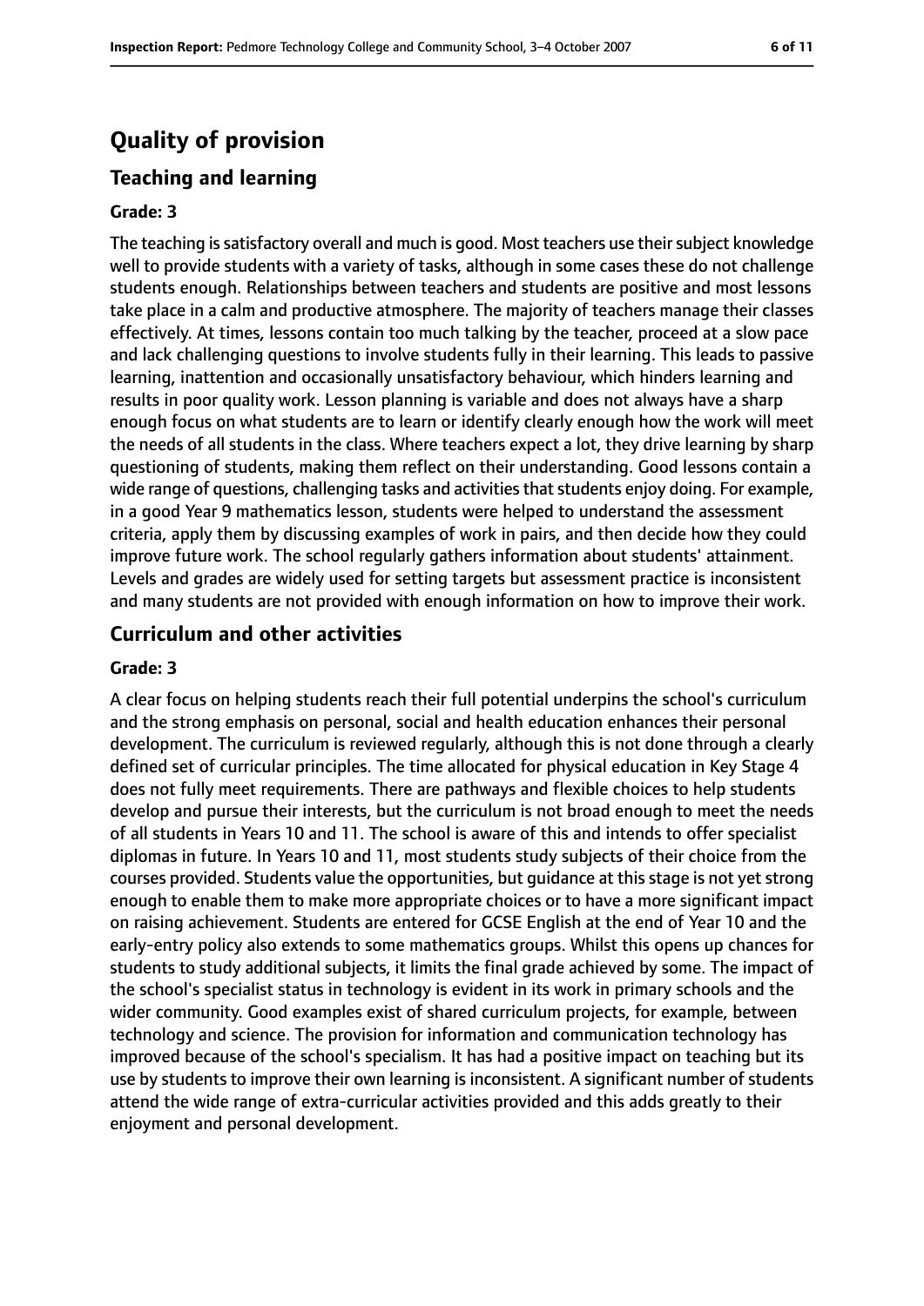# Quality of provision

## Teaching and learning

### Grade: 3

The teaching is satisfactory overall and much is good. Most teachers use their subject knowledge well to provide students with a variety of tasks, although in some cases these do not challenge students enough. Relationships between teachers and students are positive and most lessons take place in a calm and productive atmosphere. The majority of teachers manage their classes effectively. At times, lessons contain too much talking by the teacher, proceed at a slow pace and lack challenging questions to involve students fully in their learning. This leads to passive learning, inattention and occasionally unsatisfactory behaviour, which hinders learning and results in poor quality work. Lesson planning is variable and does not always have a sharp enough focus on what students are to learn or identify clearly enough how the work will meet the needs of all students in the class. Where teachers expect a lot, they drive learning by sharp questioning of students, making them reflect on their understanding. Good lessons contain a wide range of questions, challenging tasks and activities that students enjoy doing. For example, in a good Year 9 mathematics lesson, students were helped to understand the assessment criteria, apply them by discussing examples of work in pairs, and then decide how they could improve future work. The school regularly gathers information about students' attainment. Levels and grades are widely used for setting targets but assessment practice is inconsistent and many students are not provided with enough information on how to improve their work.

## Curriculum and other activities

### Grade: 3

A clear focus on helping students reach their full potential underpins the school's curriculum and the strong emphasis on personal, social and health education enhances their personal development. The curriculum is reviewed regularly, although this is not done through a clearly defined set of curricular principles. The time allocated for physical education in Key Stage 4 does not fully meet requirements. There are pathways and flexible choices to help students develop and pursue their interests, but the curriculum is not broad enough to meet the needs of all students in Years 10 and 11. The school is aware of this and intends to offer specialist diplomas in future. In Years 10 and 11, most students study subjects of their choice from the courses provided. Students value the opportunities, but guidance at this stage is not yet strong enough to enable them to make more appropriate choices or to have a more significant impact on raising achievement. Students are entered for GCSE English at the end of Year 10 and the early-entry policy also extends to some mathematics groups. Whilst this opens up chances for students to study additional subjects, it limits the final grade achieved by some. The impact of the school's specialist status in technology is evident in its work in primary schools and the wider community. Good examples exist of shared curriculum projects, for example, between technology and science. The provision for information and communication technology has improved because of the school's specialism. It has had a positive impact on teaching but its use by students to improve their own learning is inconsistent. A significant number of students attend the wide range of extra-curricular activities provided and this adds greatly to their enjoyment and personal development.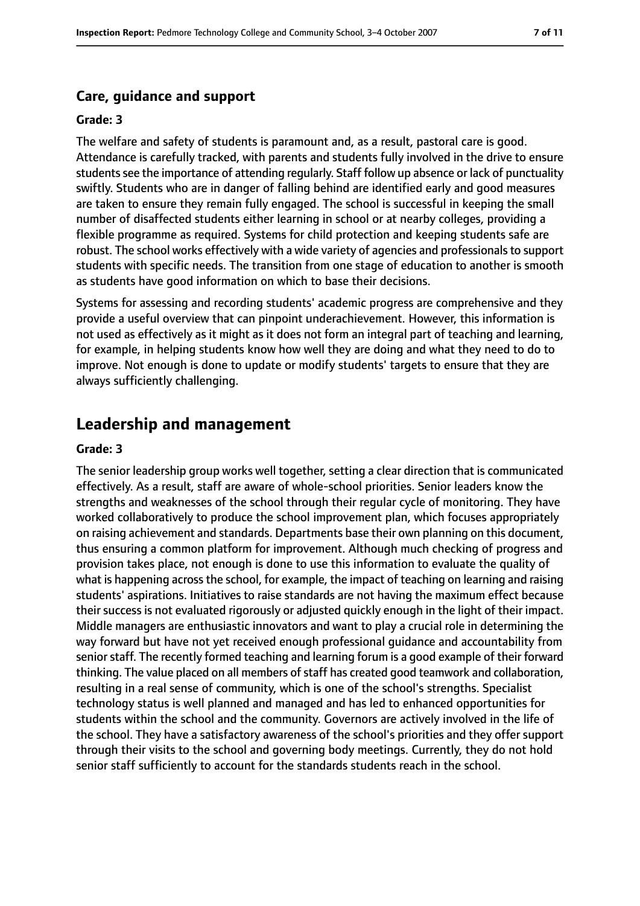### Care, guidance and support

#### Grade: 3

The welfare and safety of students is paramount and, as a result, pastoral care is good. Attendance is carefully tracked, with parents and students fully involved in the drive to ensure students see the importance of attending regularly. Staff follow up absence or lack of punctuality swiftly. Students who are in danger of falling behind are identified early and good measures are taken to ensure they remain fully engaged. The school is successful in keeping the small number of disaffected students either learning in school or at nearby colleges, providing a flexible programme as required. Systems for child protection and keeping students safe are robust. The school works effectively with a wide variety of agencies and professionals to support students with specific needs. The transition from one stage of education to another is smooth as students have good information on which to base their decisions.

Systems for assessing and recording students' academic progress are comprehensive and they provide a useful overview that can pinpoint underachievement. However, this information is not used as effectively as it might as it does not form an integral part of teaching and learning, for example, in helping students know how well they are doing and what they need to do to improve. Not enough is done to update or modify students' targets to ensure that they are always sufficiently challenging.

## Leadership and management

#### Grade: 3

The senior leadership group works well together, setting a clear direction that is communicated effectively. As a result, staff are aware of whole-school priorities. Senior leaders know the strengths and weaknesses of the school through their regular cycle of monitoring. They have worked collaboratively to produce the school improvement plan, which focuses appropriately on raising achievement and standards. Departments base their own planning on this document, thus ensuring a common platform for improvement. Although much checking of progress and provision takes place, not enough is done to use this information to evaluate the quality of what is happening across the school, for example, the impact of teaching on learning and raising students' aspirations. Initiatives to raise standards are not having the maximum effect because their success is not evaluated rigorously or adjusted quickly enough in the light of their impact. Middle managers are enthusiastic innovators and want to play a crucial role in determining the way forward but have not yet received enough professional guidance and accountability from senior staff. The recently formed teaching and learning forum is a good example of their forward thinking. The value placed on all members of staff has created good teamwork and collaboration, resulting in a real sense of community, which is one of the school's strengths. Specialist technology status is well planned and managed and has led to enhanced opportunities for students within the school and the community. Governors are actively involved in the life of the school. They have a satisfactory awareness of the school's priorities and they offer support through their visits to the school and governing body meetings. Currently, they do not hold senior staff sufficiently to account for the standards students reach in the school.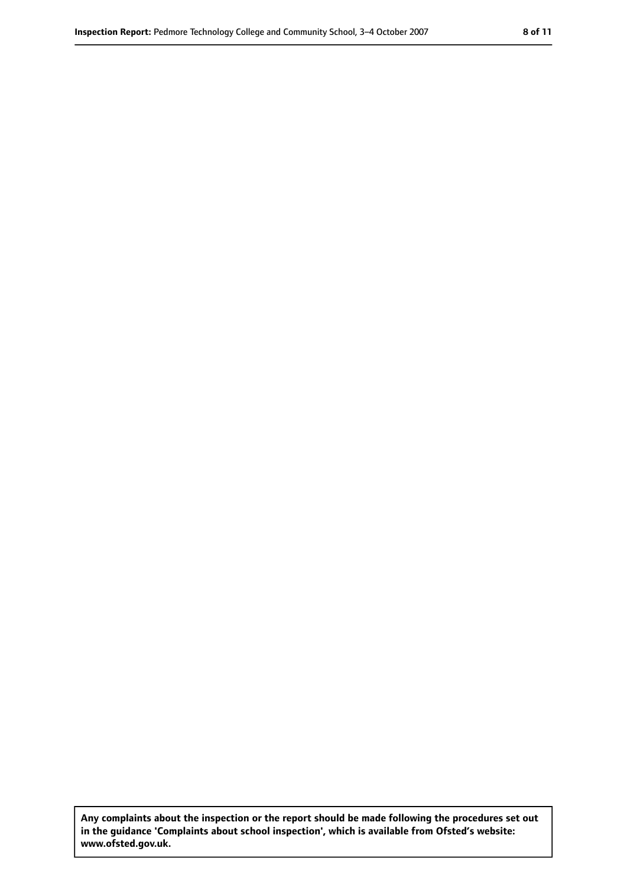**Any complaints about the inspection or the report should be made following the procedures set out in the guidance 'Complaints about school inspection', which is available from Ofsted's website: www.ofsted.gov.uk.**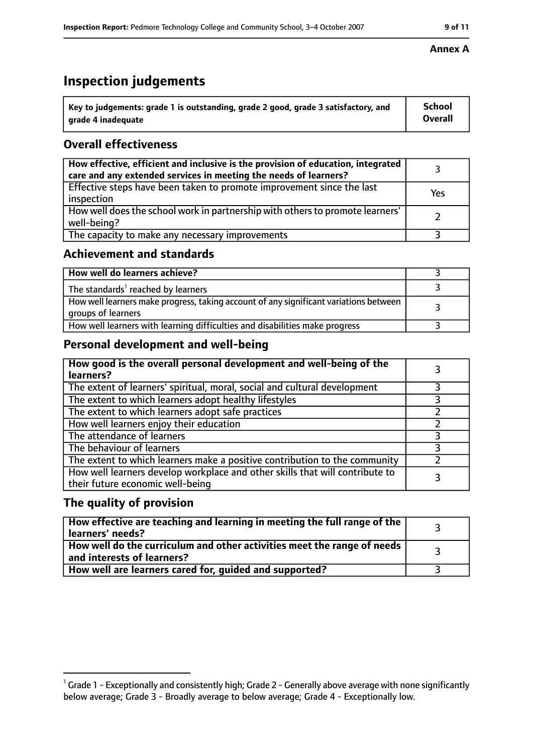**Annex A**

# Inspection judgements

| Key to judgements: grade 1 is outstanding, grade 2 good, grade 3 satisfactory, and grade 4 inadequate | School Overall |
|---|---|

## Overall effectiveness

| How effective, efficient and inclusive is the provision of education, integrated care and any extended services in meeting the needs of learners? | 3 |
|---|---|
| Effective steps have been taken to promote improvement since the last inspection | Yes |
| How well does the school work in partnership with others to promote learners' well-being? | 2 |
| The capacity to make any necessary improvements | 3 |

## Achievement and standards

| How well do learners achieve? | 3 |
|---|---|
| The standards[1] reached by learners | 3 |
| How well learners make progress, taking account of any significant variations between groups of learners | 3 |
| How well learners with learning difficulties and disabilities make progress | 3 |

## Personal development and well-being

| How good is the overall personal development and well-being of the learners? | 3 |
|---|---|
| The extent of learners' spiritual, moral, social and cultural development | 3 |
| The extent to which learners adopt healthy lifestyles | 3 |
| The extent to which learners adopt safe practices | 2 |
| How well learners enjoy their education | 2 |
| The attendance of learners | 3 |
| The behaviour of learners | 3 |
| The extent to which learners make a positive contribution to the community | 2 |
| How well learners develop workplace and other skills that will contribute to their future economic well-being | 3 |

## The quality of provision

| How effective are teaching and learning in meeting the full range of the learners' needs? | 3 |
|---|---|
| How well do the curriculum and other activities meet the range of needs and interests of learners? | 3 |
| How well are learners cared for, guided and supported? | 3 |

[1] Grade 1 - Exceptionally and consistently high; Grade 2 - Generally above average with none significantly below average; Grade 3 - Broadly average to below average; Grade 4 - Exceptionally low.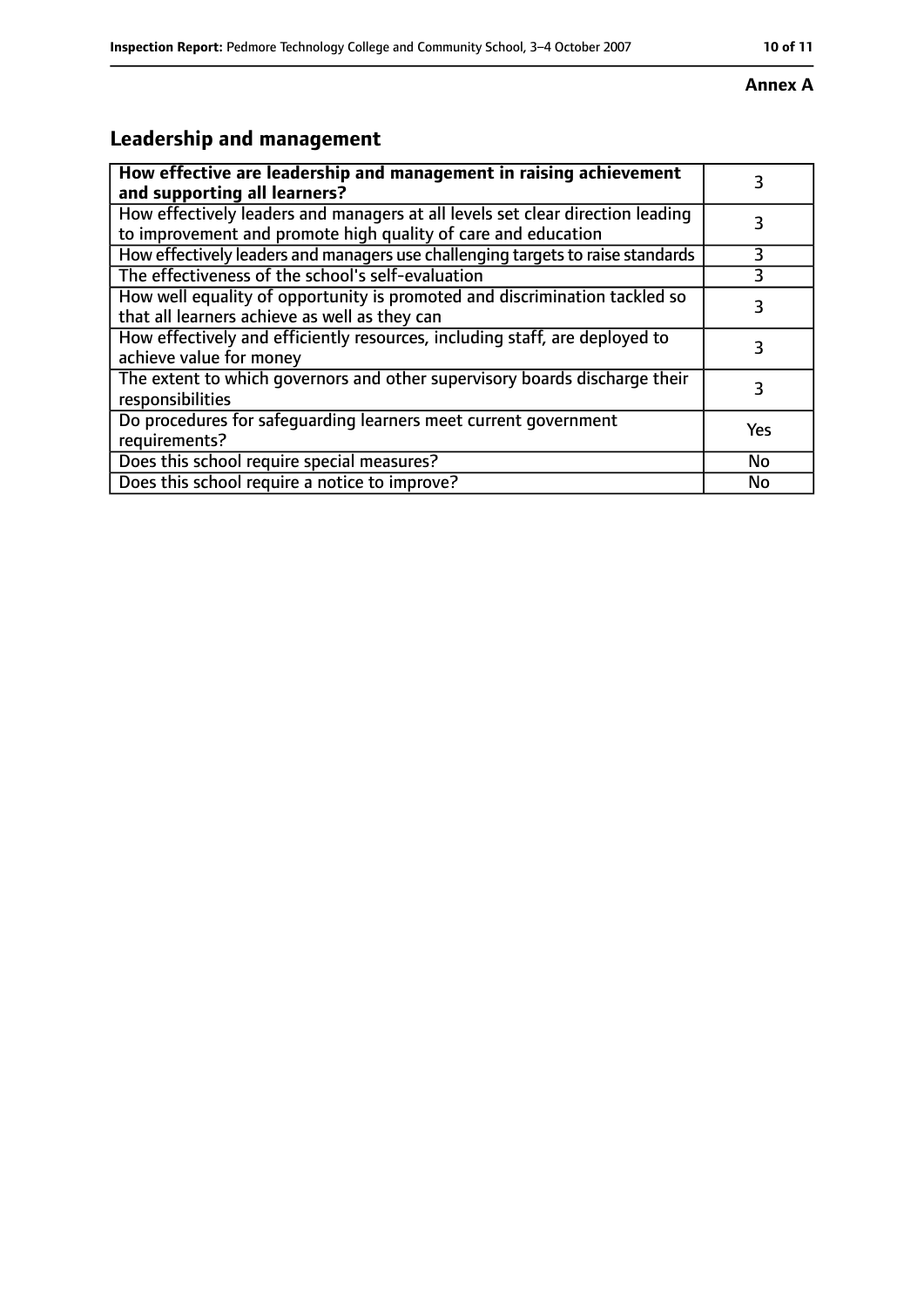**Annex A**

## Leadership and management

| **How effective are leadership and management in raising achievement and supporting all learners?** | 3 |
|---|---|
| How effectively leaders and managers at all levels set clear direction leading to improvement and promote high quality of care and education | 3 |
| How effectively leaders and managers use challenging targets to raise standards | 3 |
| The effectiveness of the school's self-evaluation | 3 |
| How well equality of opportunity is promoted and discrimination tackled so that all learners achieve as well as they can | 3 |
| How effectively and efficiently resources, including staff, are deployed to achieve value for money | 3 |
| The extent to which governors and other supervisory boards discharge their responsibilities | 3 |
| Do procedures for safeguarding learners meet current government requirements? | Yes |
| Does this school require special measures? | No |
| Does this school require a notice to improve? | No |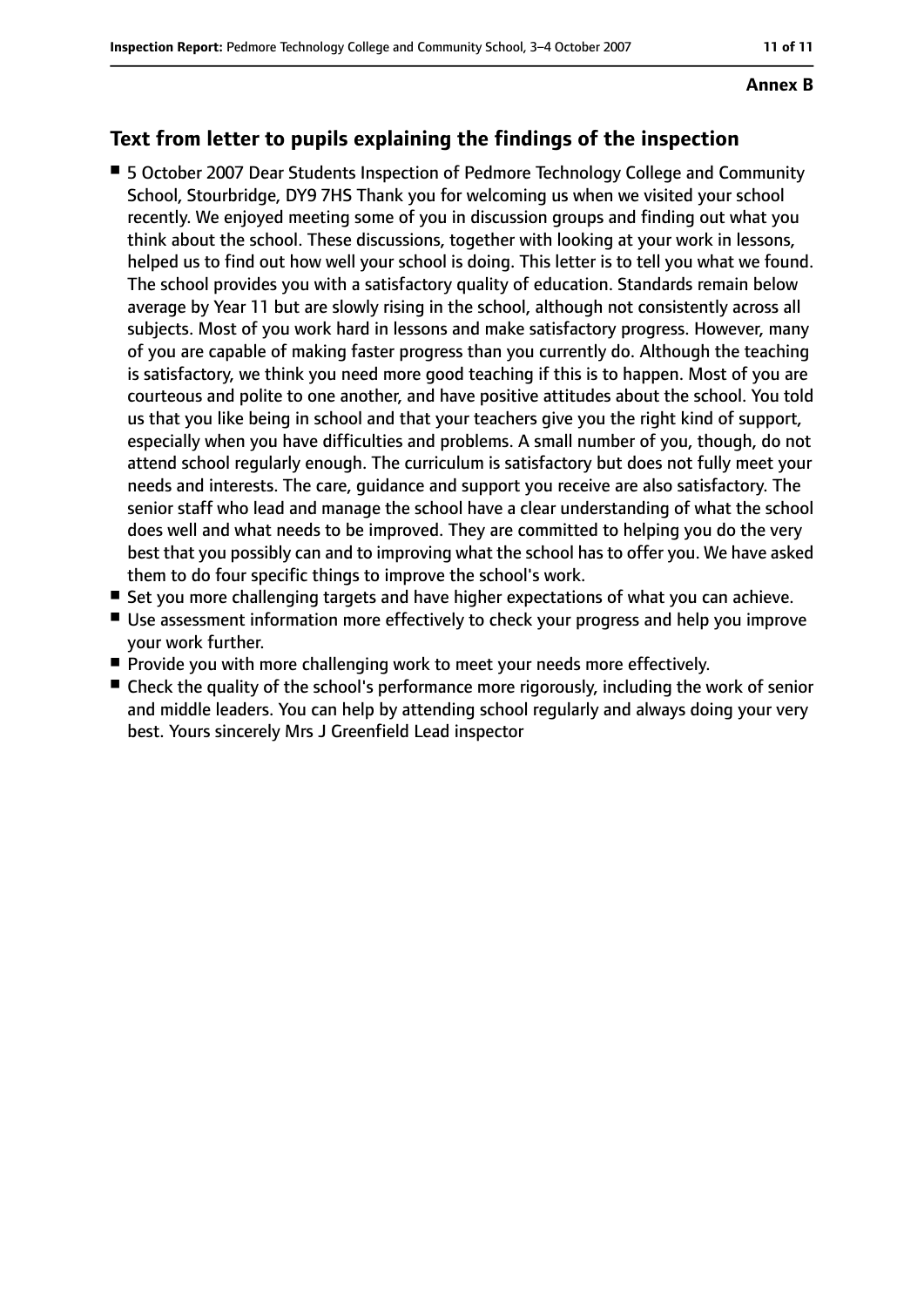**Annex B**

## Text from letter to pupils explaining the findings of the inspection

- 5 October 2007 Dear Students Inspection of Pedmore Technology College and Community School, Stourbridge, DY9 7HS Thank you for welcoming us when we visited your school recently. We enjoyed meeting some of you in discussion groups and finding out what you think about the school. These discussions, together with looking at your work in lessons, helped us to find out how well your school is doing. This letter is to tell you what we found. The school provides you with a satisfactory quality of education. Standards remain below average by Year 11 but are slowly rising in the school, although not consistently across all subjects. Most of you work hard in lessons and make satisfactory progress. However, many of you are capable of making faster progress than you currently do. Although the teaching is satisfactory, we think you need more good teaching if this is to happen. Most of you are courteous and polite to one another, and have positive attitudes about the school. You told us that you like being in school and that your teachers give you the right kind of support, especially when you have difficulties and problems. A small number of you, though, do not attend school regularly enough. The curriculum is satisfactory but does not fully meet your needs and interests. The care, guidance and support you receive are also satisfactory. The senior staff who lead and manage the school have a clear understanding of what the school does well and what needs to be improved. They are committed to helping you do the very best that you possibly can and to improving what the school has to offer you. We have asked them to do four specific things to improve the school's work.
- Set you more challenging targets and have higher expectations of what you can achieve.
- Use assessment information more effectively to check your progress and help you improve your work further.
- Provide you with more challenging work to meet your needs more effectively.
- Check the quality of the school's performance more rigorously, including the work of senior and middle leaders. You can help by attending school regularly and always doing your very best. Yours sincerely Mrs J Greenfield Lead inspector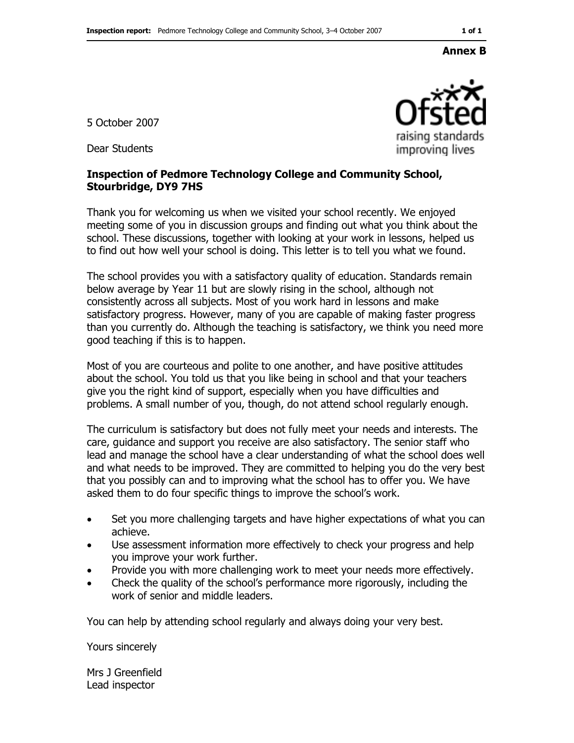**Annex B**

5 October 2007

Dear Students

**Inspection of Pedmore Technology College and Community School, Stourbridge, DY9 7HS**

Thank you for welcoming us when we visited your school recently. We enjoyed meeting some of you in discussion groups and finding out what you think about the school. These discussions, together with looking at your work in lessons, helped us to find out how well your school is doing. This letter is to tell you what we found.

The school provides you with a satisfactory quality of education. Standards remain below average by Year 11 but are slowly rising in the school, although not consistently across all subjects. Most of you work hard in lessons and make satisfactory progress. However, many of you are capable of making faster progress than you currently do. Although the teaching is satisfactory, we think you need more good teaching if this is to happen.

Most of you are courteous and polite to one another, and have positive attitudes about the school. You told us that you like being in school and that your teachers give you the right kind of support, especially when you have difficulties and problems. A small number of you, though, do not attend school regularly enough.

The curriculum is satisfactory but does not fully meet your needs and interests. The care, guidance and support you receive are also satisfactory. The senior staff who lead and manage the school have a clear understanding of what the school does well and what needs to be improved. They are committed to helping you do the very best that you possibly can and to improving what the school has to offer you. We have asked them to do four specific things to improve the school's work.

- Set you more challenging targets and have higher expectations of what you can achieve.
- Use assessment information more effectively to check your progress and help you improve your work further.
- Provide you with more challenging work to meet your needs more effectively.
- Check the quality of the school's performance more rigorously, including the work of senior and middle leaders.

You can help by attending school regularly and always doing your very best.

Yours sincerely

Mrs J Greenfield
Lead inspector